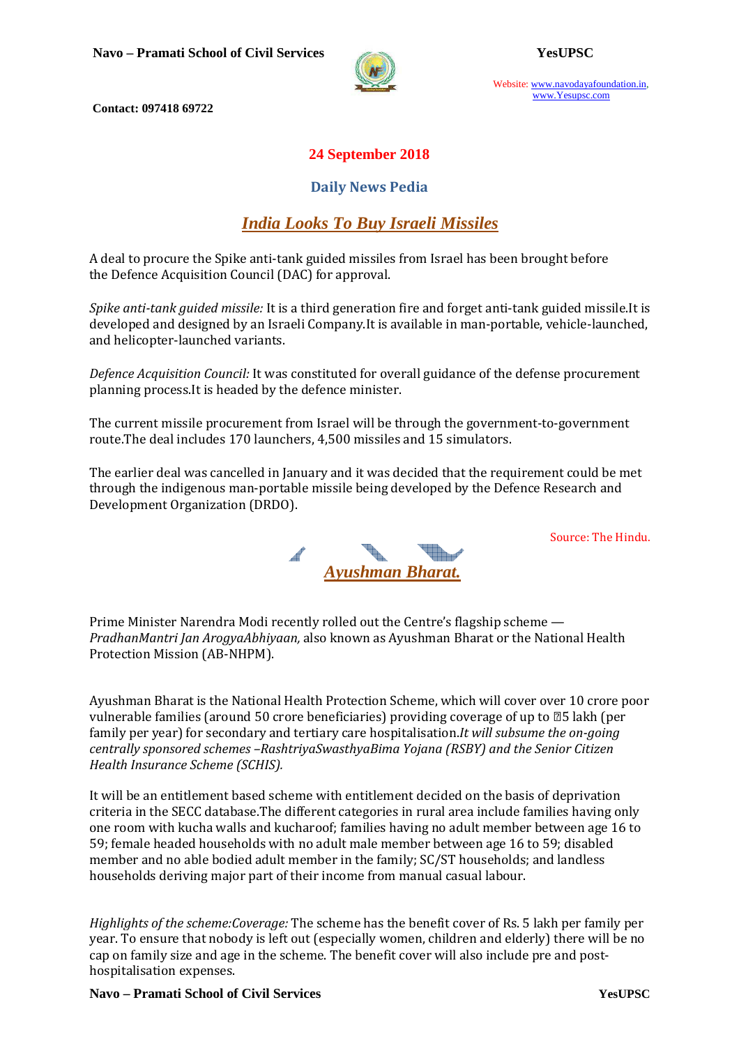**24 September 2018**

## Daily News Pedia

# *India Looks To Buy Israeli Missiles*

A deal to procure the Spike anti-tank guided missiles from Israel has been brought before the Defence Acquisition Council (DAC) for approval.

*Spike anti-tank guided missile:* It is a third generation fire and forget anti-tank guided missile.It is developed and designed by an Israeli Company.It is available in man-portable, vehicle-launched, and helicopter-launched variants.

*Defence Acquisition Council:* It was constituted for overall guidance of the defense procurement planning process.It is headed by the defence minister.

The current missile procurement from Israel will be through the government-to-government route.The deal includes 170 launchers, 4,500 missiles and 15 simulators.

The earlier deal was cancelled in January and it was decided that the requirement could be met through the indigenous man-portable missile being developed by the Defence Research and Development Organization (DRDO).

Source: The Hindu.

# *Ayushman Bharat.*

Prime Minister Narendra Modi recently rolled out the Centre's flagship scheme — *PradhanMantri Jan ArogyaAbhiyaan,* also known as Ayushman Bharat or the National Health Protection Mission (AB-NHPM).

Ayushman Bharat is the National Health Protection Scheme, which will cover over 10 crore poor vulnerable families (around 50 crore beneficiaries) providing coverage of up to ₹5 lakh (per family per year) for secondary and tertiary care hospitalisation.*It will subsume the on-going centrally sponsored schemes –RashtriyaSwasthyaBima Yojana (RSBY) and the Senior Citizen Health Insurance Scheme (SCHIS).*

It will be an entitlement based scheme with entitlement decided on the basis of deprivation criteria in the SECC database.The different categories in rural area include families having only one room with kucha walls and kucharoof; families having no adult member between age 16 to 59; female headed households with no adult male member between age 16 to 59; disabled member and no able bodied adult member in the family; SC/ST households; and landless households deriving major part of their income from manual casual labour.

*Highlights of the scheme:Coverage:* The scheme has the benefit cover of Rs. 5 lakh per family per year. To ensure that nobody is left out (especially women, children and elderly) there will be no cap on family size and age in the scheme. The benefit cover will also include pre and post-hospitalisation expenses.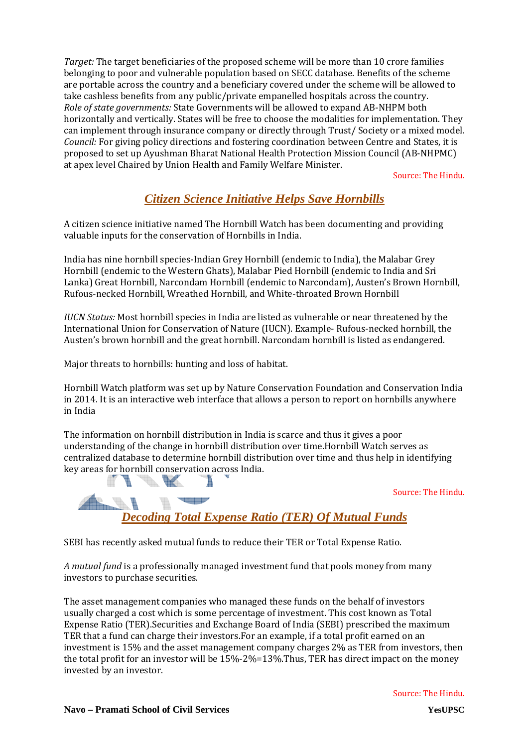*Target:* The target beneficiaries of the proposed scheme will be more than 10 crore families belonging to poor and vulnerable population based on SECC database. Benefits of the scheme are portable across the country and a beneficiary covered under the scheme will be allowed to take cashless benefits from any public/private empanelled hospitals across the country.
*Role of state governments:* State Governments will be allowed to expand AB-NHPM both horizontally and vertically. States will be free to choose the modalities for implementation. They can implement through insurance company or directly through Trust/ Society or a mixed model.
*Council:* For giving policy directions and fostering coordination between Centre and States, it is proposed to set up Ayushman Bharat National Health Protection Mission Council (AB-NHPMC) at apex level Chaired by Union Health and Family Welfare Minister.

Source: The Hindu.

## Citizen Science Initiative Helps Save Hornbills

A citizen science initiative named The Hornbill Watch has been documenting and providing valuable inputs for the conservation of Hornbills in India.

India has nine hornbill species-Indian Grey Hornbill (endemic to India), the Malabar Grey Hornbill (endemic to the Western Ghats), Malabar Pied Hornbill (endemic to India and Sri Lanka) Great Hornbill, Narcondam Hornbill (endemic to Narcondam), Austen's Brown Hornbill, Rufous-necked Hornbill, Wreathed Hornbill, and White-throated Brown Hornbill

*IUCN Status:* Most hornbill species in India are listed as vulnerable or near threatened by the International Union for Conservation of Nature (IUCN). Example- Rufous-necked hornbill, the Austen's brown hornbill and the great hornbill. Narcondam hornbill is listed as endangered.

Major threats to hornbills: hunting and loss of habitat.

Hornbill Watch platform was set up by Nature Conservation Foundation and Conservation India in 2014. It is an interactive web interface that allows a person to report on hornbills anywhere in India

The information on hornbill distribution in India is scarce and thus it gives a poor understanding of the change in hornbill distribution over time.Hornbill Watch serves as centralized database to determine hornbill distribution over time and thus help in identifying key areas for hornbill conservation across India.

Source: The Hindu.

## Decoding Total Expense Ratio (TER) Of Mutual Funds

SEBI has recently asked mutual funds to reduce their TER or Total Expense Ratio.

*A mutual fund* is a professionally managed investment fund that pools money from many investors to purchase securities.

The asset management companies who managed these funds on the behalf of investors usually charged a cost which is some percentage of investment. This cost known as Total Expense Ratio (TER).Securities and Exchange Board of India (SEBI) prescribed the maximum TER that a fund can charge their investors.For an example, if a total profit earned on an investment is 15% and the asset management company charges 2% as TER from investors, then the total profit for an investor will be 15%-2%=13%.Thus, TER has direct impact on the money invested by an investor.

Source: The Hindu.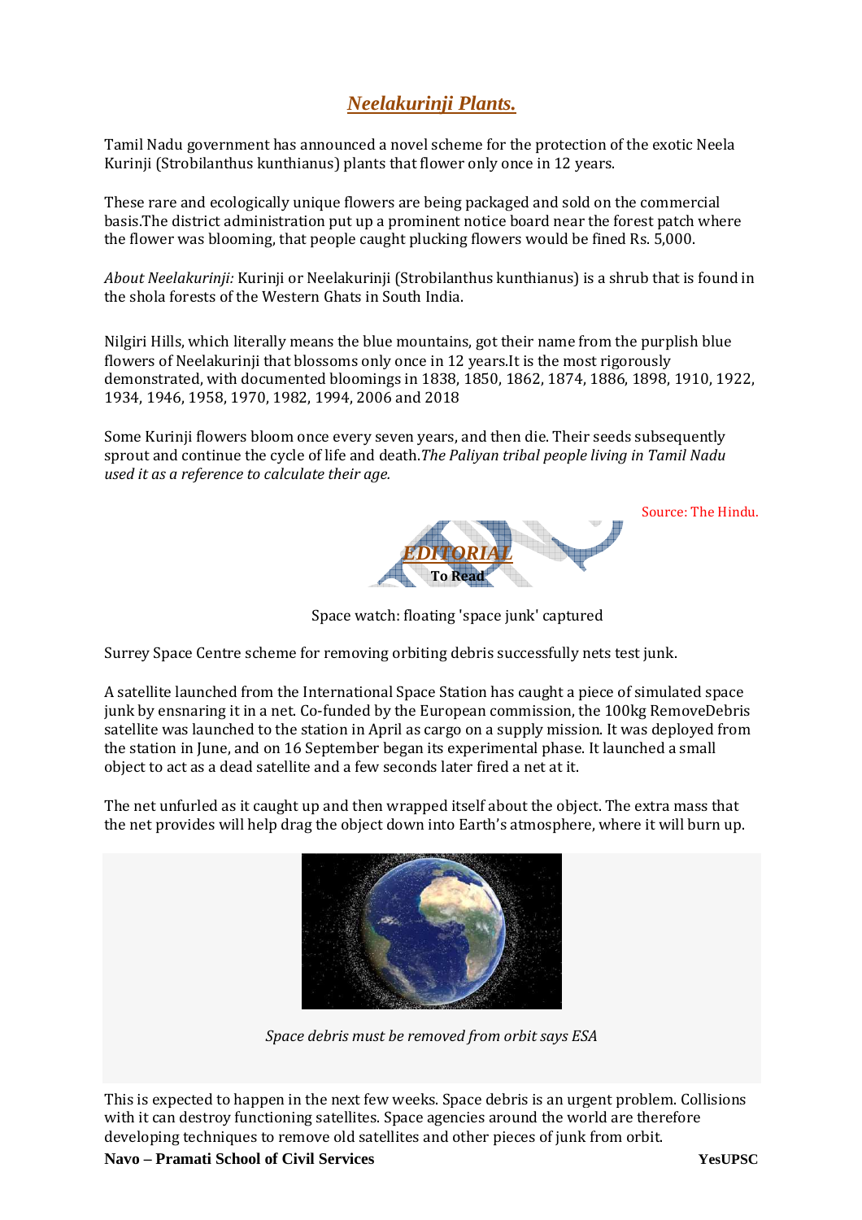## *Neelakurinji Plants.*

Tamil Nadu government has announced a novel scheme for the protection of the exotic Neela Kurinji (Strobilanthus kunthianus) plants that flower only once in 12 years.

These rare and ecologically unique flowers are being packaged and sold on the commercial basis.The district administration put up a prominent notice board near the forest patch where the flower was blooming, that people caught plucking flowers would be fined Rs. 5,000.

*About Neelakurinji:* Kurinji or Neelakurinji (Strobilanthus kunthianus) is a shrub that is found in the shola forests of the Western Ghats in South India.

Nilgiri Hills, which literally means the blue mountains, got their name from the purplish blue flowers of Neelakurinji that blossoms only once in 12 years.It is the most rigorously demonstrated, with documented bloomings in 1838, 1850, 1862, 1874, 1886, 1898, 1910, 1922, 1934, 1946, 1958, 1970, 1982, 1994, 2006 and 2018

Some Kurinji flowers bloom once every seven years, and then die. Their seeds subsequently sprout and continue the cycle of life and death.*The Paliyan tribal people living in Tamil Nadu used it as a reference to calculate their age.*

Source: The Hindu.

## *EDITORIAL*

**To Read**

Space watch: floating 'space junk' captured

Surrey Space Centre scheme for removing orbiting debris successfully nets test junk.

A satellite launched from the International Space Station has caught a piece of simulated space junk by ensnaring it in a net. Co-funded by the European commission, the 100kg RemoveDebris satellite was launched to the station in April as cargo on a supply mission. It was deployed from the station in June, and on 16 September began its experimental phase. It launched a small object to act as a dead satellite and a few seconds later fired a net at it.

The net unfurled as it caught up and then wrapped itself about the object. The extra mass that the net provides will help drag the object down into Earth's atmosphere, where it will burn up.

*Space debris must be removed from orbit says ESA*

This is expected to happen in the next few weeks. Space debris is an urgent problem. Collisions with it can destroy functioning satellites. Space agencies around the world are therefore developing techniques to remove old satellites and other pieces of junk from orbit.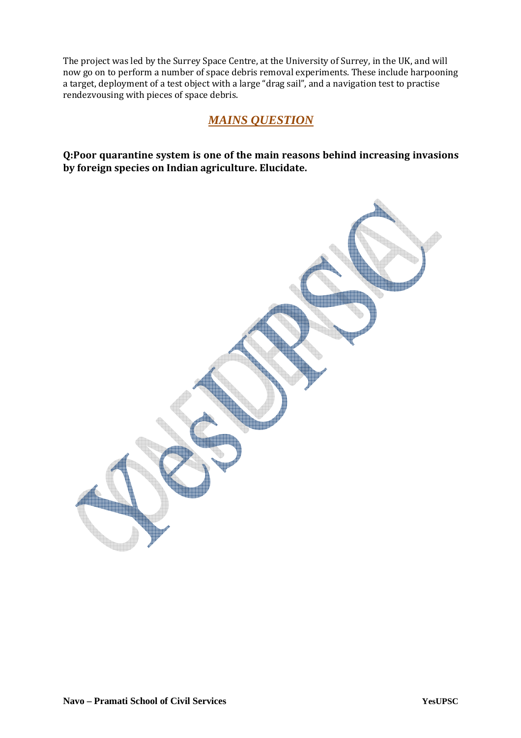The project was led by the Surrey Space Centre, at the University of Surrey, in the UK, and will now go on to perform a number of space debris removal experiments. These include harpooning a target, deployment of a test object with a large "drag sail", and a navigation test to practise rendezvousing with pieces of space debris.

## *MAINS QUESTION*

**Q:Poor quarantine system is one of the main reasons behind increasing invasions by foreign species on Indian agriculture. Elucidate.**